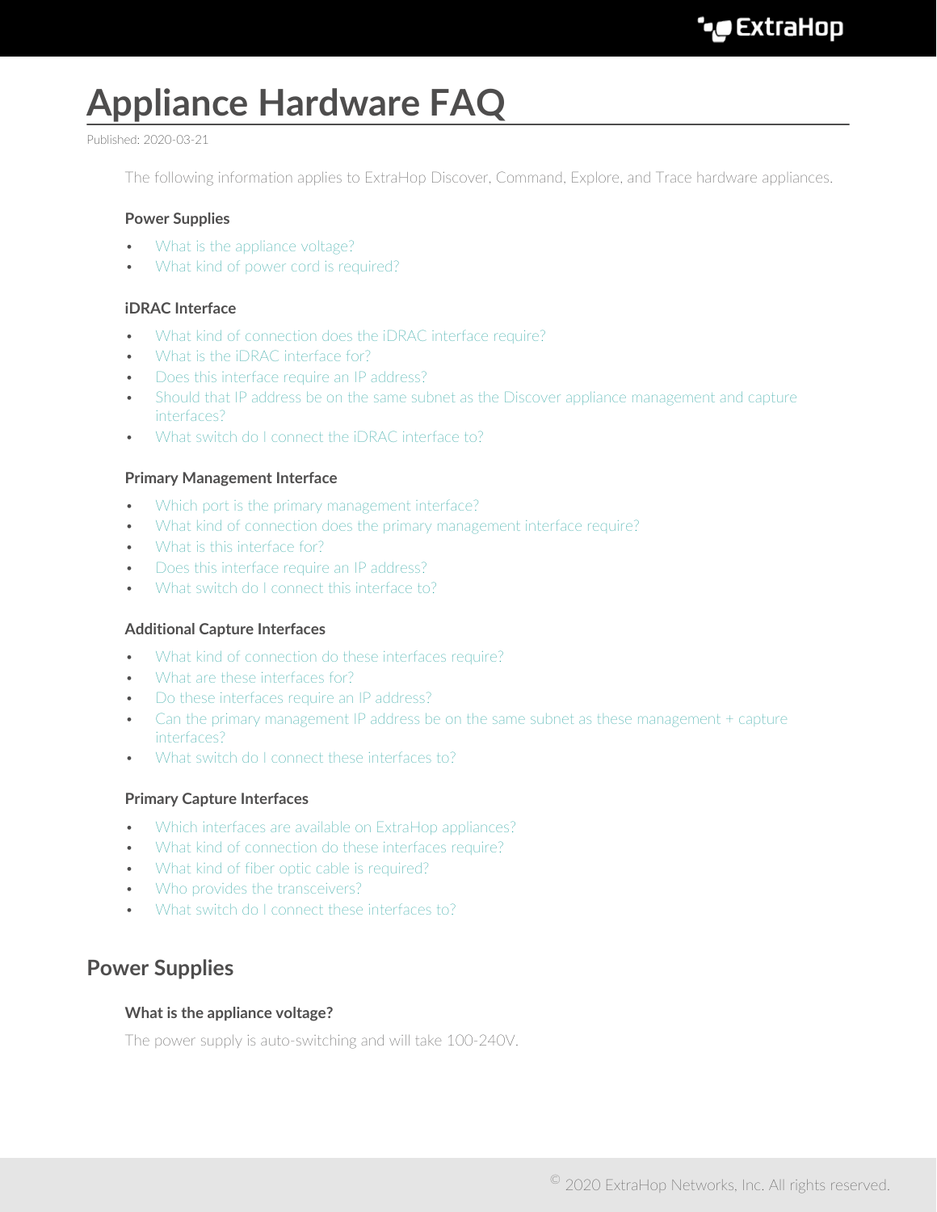# Appliance Hardware FAQ

Published: 2020-03-21

The following information applies to ExtraHop Discover, Command, Explore, and Trace hardware appliances.

### Power Supplies

- What is the appliance voltage?
- What kind of power cord is required?

### iDRAC Interface

- What kind of connection does the iDRAC interface require?
- What is the iDRAC interface for?
- Does this interface require an IP address?
- Should that IP address be on the same subnet as the Discover appliance management and capture interfaces?
- What switch do I connect the iDRAC interface to?

### Primary Management Interface

- Which port is the primary management interface?
- What kind of connection does the primary management interface require?
- What is this interface for?
- Does this interface require an IP address?
- What switch do I connect this interface to?

### Additional Capture Interfaces

- What kind of connection do these interfaces require?
- What are these interfaces for?
- Do these interfaces require an IP address?
- Can the primary management IP address be on the same subnet as these management + capture interfaces?
- What switch do I connect these interfaces to?

### Primary Capture Interfaces

- Which interfaces are available on ExtraHop appliances?
- What kind of connection do these interfaces require?
- What kind of fiber optic cable is required?
- Who provides the transceivers?
- What switch do I connect these interfaces to?

## Power Supplies

### What is the appliance voltage?

The power supply is auto-switching and will take 100-240V.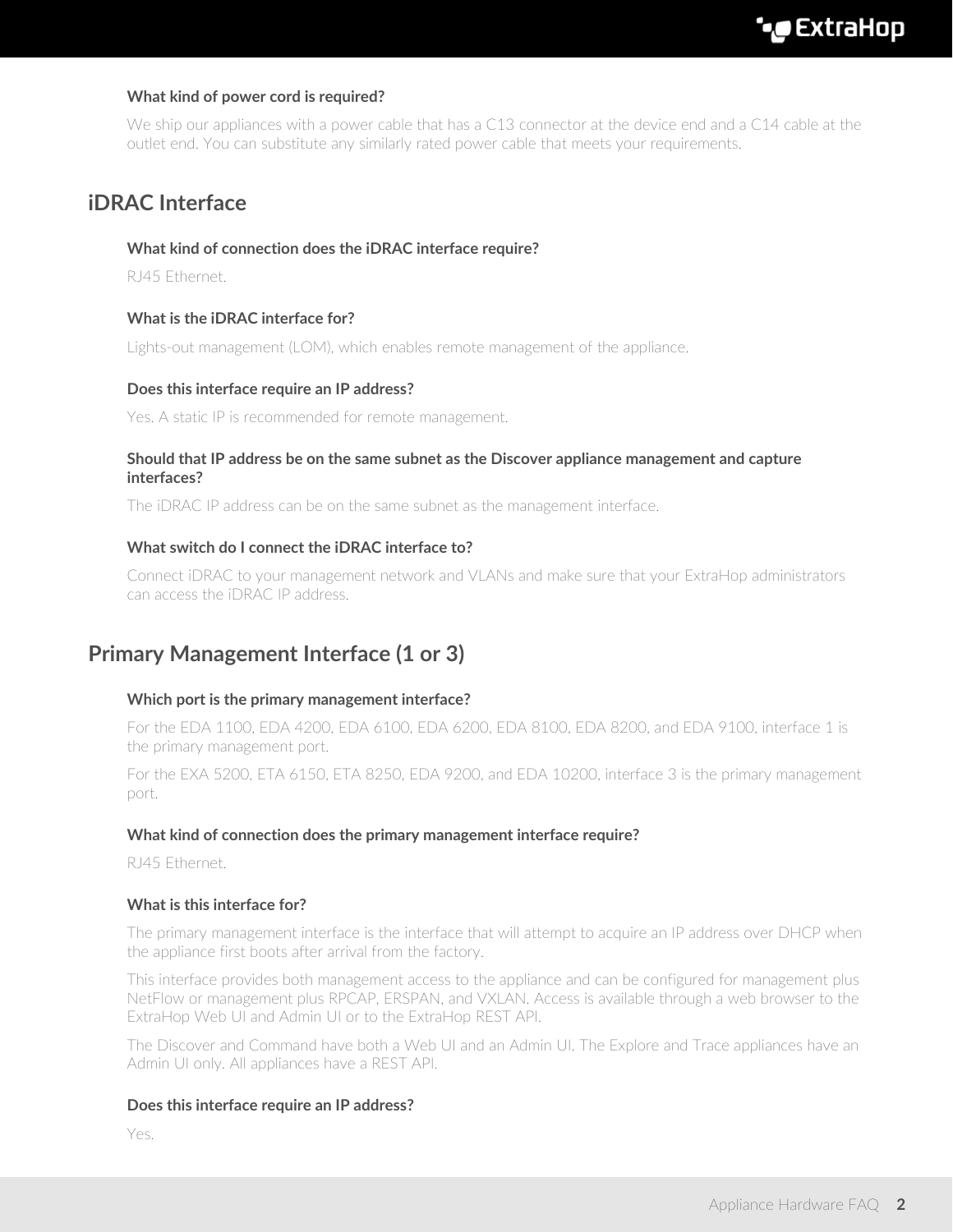### What kind of power cord is required?

We ship our appliances with a power cable that has a C13 connector at the device end and a C14 cable at the outlet end. You can substitute any similarly rated power cable that meets your requirements.

## iDRAC Interface

### What kind of connection does the iDRAC interface require?

RJ45 Ethernet.

### What is the iDRAC interface for?

Lights-out management (LOM), which enables remote management of the appliance.

### Does this interface require an IP address?

Yes. A static IP is recommended for remote management.

### Should that IP address be on the same subnet as the Discover appliance management and capture interfaces?

The iDRAC IP address can be on the same subnet as the management interface.

### What switch do I connect the iDRAC interface to?

Connect iDRAC to your management network and VLANs and make sure that your ExtraHop administrators can access the iDRAC IP address.

## Primary Management Interface (1 or 3)

### Which port is the primary management interface?

For the EDA 1100, EDA 4200, EDA 6100, EDA 6200, EDA 8100, EDA 8200, and EDA 9100, interface 1 is the primary management port.

For the EXA 5200, ETA 6150, ETA 8250, EDA 9200, and EDA 10200, interface 3 is the primary management port.

### What kind of connection does the primary management interface require?

RJ45 Ethernet.

### What is this interface for?

The primary management interface is the interface that will attempt to acquire an IP address over DHCP when the appliance first boots after arrival from the factory.

This interface provides both management access to the appliance and can be configured for management plus NetFlow or management plus RPCAP, ERSPAN, and VXLAN. Access is available through a web browser to the ExtraHop Web UI and Admin UI or to the ExtraHop REST API.

The Discover and Command have both a Web UI and an Admin UI. The Explore and Trace appliances have an Admin UI only. All appliances have a REST API.

### Does this interface require an IP address?

Yes.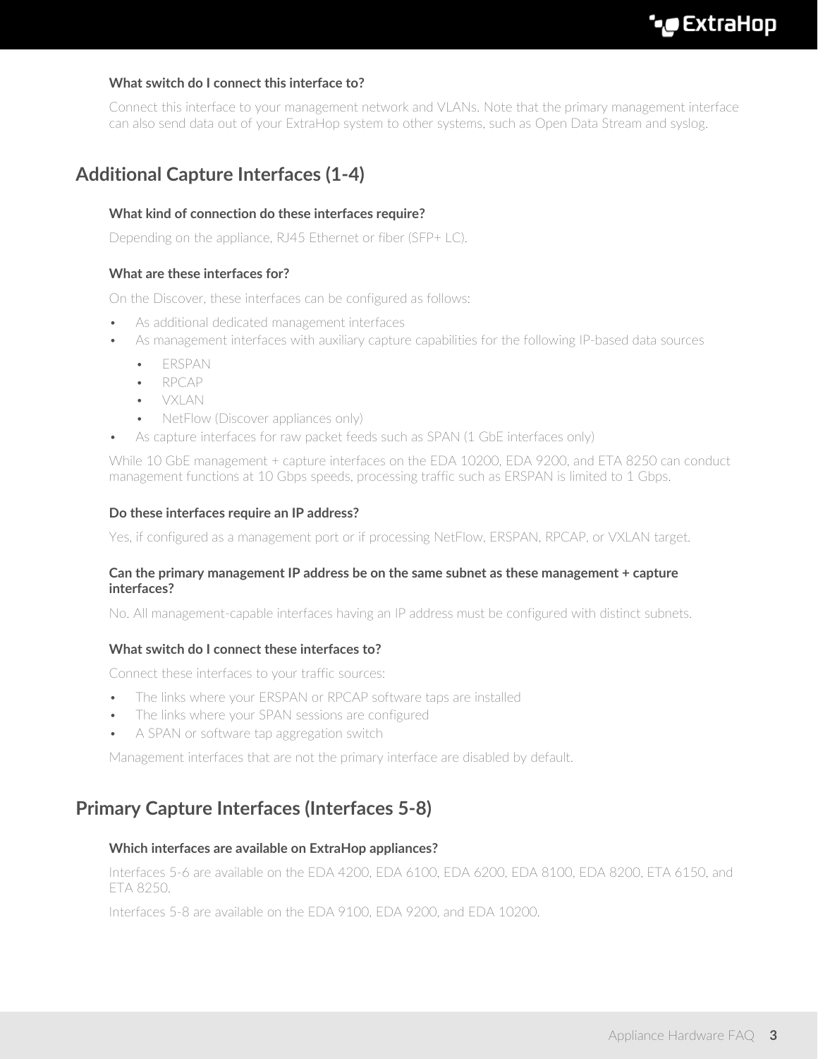#### What switch do I connect this interface to?

Connect this interface to your management network and VLANs. Note that the primary management interface can also send data out of your ExtraHop system to other systems, such as Open Data Stream and syslog.

## Additional Capture Interfaces (1-4)

#### What kind of connection do these interfaces require?

Depending on the appliance, RJ45 Ethernet or fiber (SFP+ LC).

#### What are these interfaces for?

On the Discover, these interfaces can be configured as follows:

- As additional dedicated management interfaces
- As management interfaces with auxiliary capture capabilities for the following IP-based data sources
    - ERSPAN
    - RPCAP
    - VXLAN
    - NetFlow (Discover appliances only)
- As capture interfaces for raw packet feeds such as SPAN (1 GbE interfaces only)

While 10 GbE management + capture interfaces on the EDA 10200, EDA 9200, and ETA 8250 can conduct management functions at 10 Gbps speeds, processing traffic such as ERSPAN is limited to 1 Gbps.

#### Do these interfaces require an IP address?

Yes, if configured as a management port or if processing NetFlow, ERSPAN, RPCAP, or VXLAN target.

#### Can the primary management IP address be on the same subnet as these management + capture interfaces?

No. All management-capable interfaces having an IP address must be configured with distinct subnets.

#### What switch do I connect these interfaces to?

Connect these interfaces to your traffic sources:

- The links where your ERSPAN or RPCAP software taps are installed
- The links where your SPAN sessions are configured
- A SPAN or software tap aggregation switch

Management interfaces that are not the primary interface are disabled by default.

## Primary Capture Interfaces (Interfaces 5-8)

#### Which interfaces are available on ExtraHop appliances?

Interfaces 5-6 are available on the EDA 4200, EDA 6100, EDA 6200, EDA 8100, EDA 8200, ETA 6150, and ETA 8250.

Interfaces 5-8 are available on the EDA 9100, EDA 9200, and EDA 10200.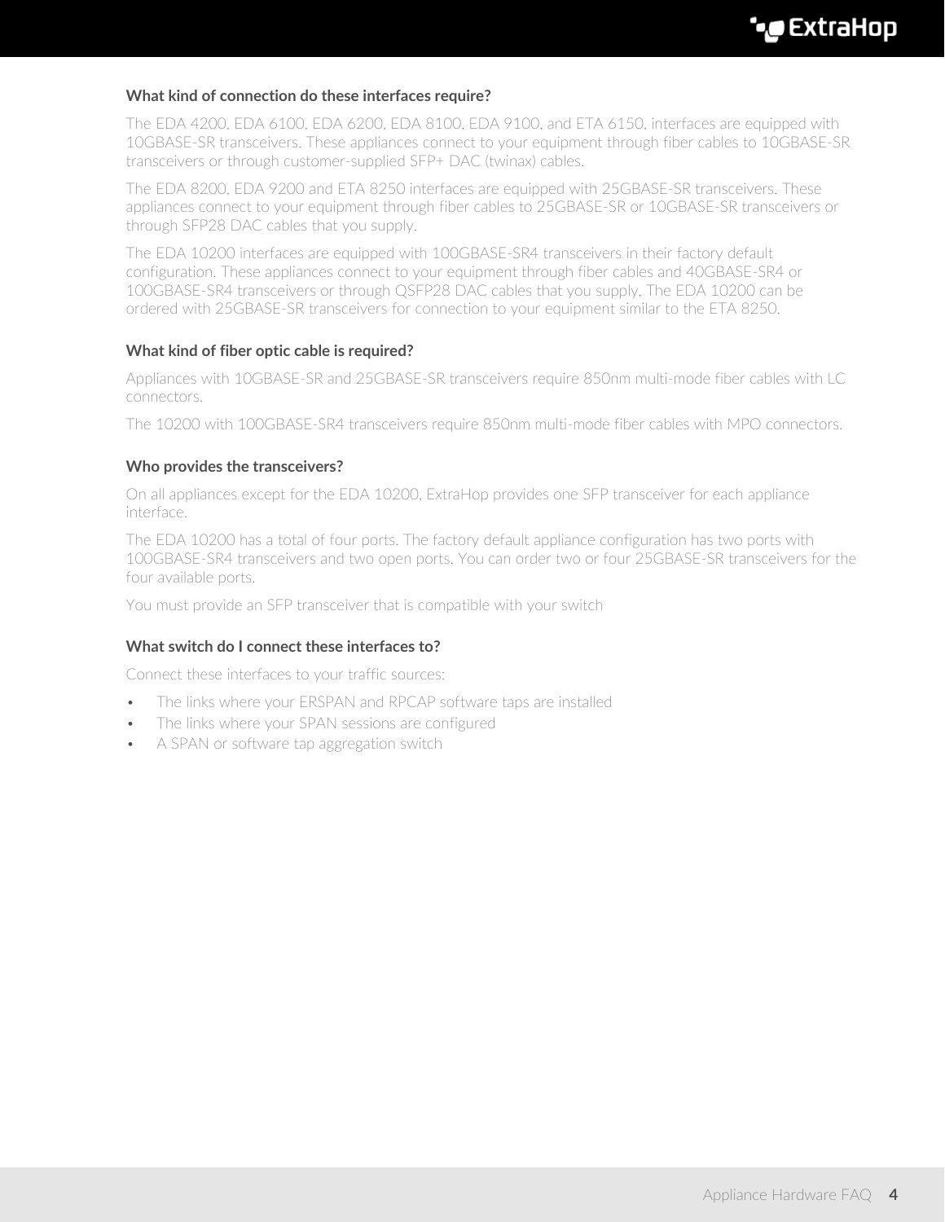### What kind of connection do these interfaces require?

The EDA 4200, EDA 6100, EDA 6200, EDA 8100, EDA 9100, and ETA 6150, interfaces are equipped with 10GBASE-SR transceivers. These appliances connect to your equipment through fiber cables to 10GBASE-SR transceivers or through customer-supplied SFP+ DAC (twinax) cables.

The EDA 8200, EDA 9200 and ETA 8250 interfaces are equipped with 25GBASE-SR transceivers. These appliances connect to your equipment through fiber cables to 25GBASE-SR or 10GBASE-SR transceivers or through SFP28 DAC cables that you supply.

The EDA 10200 interfaces are equipped with 100GBASE-SR4 transceivers in their factory default configuration. These appliances connect to your equipment through fiber cables and 40GBASE-SR4 or 100GBASE-SR4 transceivers or through QSFP28 DAC cables that you supply. The EDA 10200 can be ordered with 25GBASE-SR transceivers for connection to your equipment similar to the ETA 8250.

### What kind of fiber optic cable is required?

Appliances with 10GBASE-SR and 25GBASE-SR transceivers require 850nm multi-mode fiber cables with LC connectors.

The 10200 with 100GBASE-SR4 transceivers require 850nm multi-mode fiber cables with MPO connectors.

### Who provides the transceivers?

On all appliances except for the EDA 10200, ExtraHop provides one SFP transceiver for each appliance interface.

The EDA 10200 has a total of four ports. The factory default appliance configuration has two ports with 100GBASE-SR4 transceivers and two open ports. You can order two or four 25GBASE-SR transceivers for the four available ports.

You must provide an SFP transceiver that is compatible with your switch

### What switch do I connect these interfaces to?

Connect these interfaces to your traffic sources:

- The links where your ERSPAN and RPCAP software taps are installed
- The links where your SPAN sessions are configured
- A SPAN or software tap aggregation switch